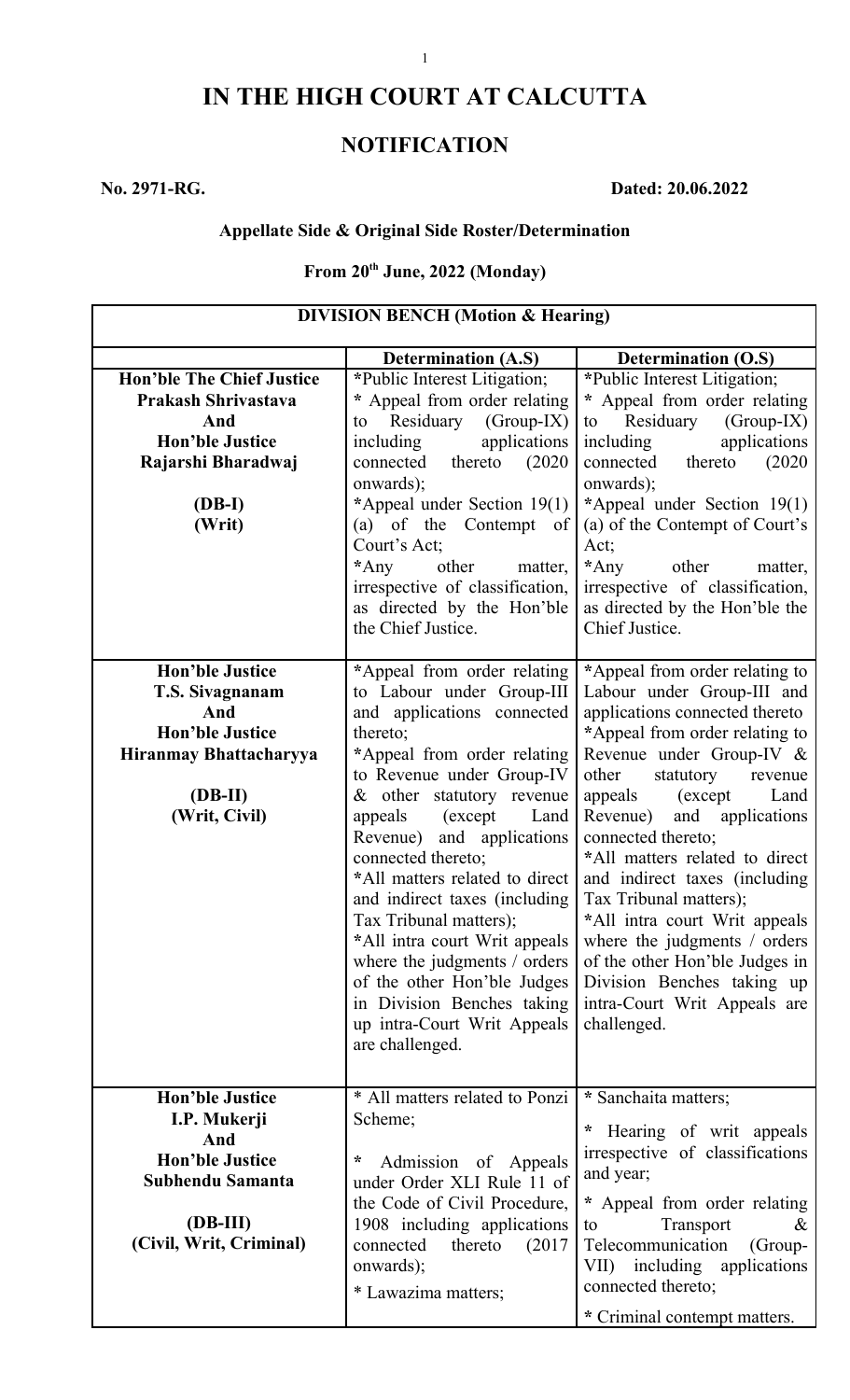# IN THE HIGH COURT AT CALCUTTA

## NOTIFICATION

**No. 2971-RG.** **Dated: 20.06.2022**

### Appellate Side & Original Side Roster/Determination

### From 20th June, 2022 (Monday)

| DIVISION BENCH (Motion & Hearing) | | |
|---|---|---|
| | **Determination (A.S)** | **Determination (O.S)** |
| **Hon'ble The Chief Justice Prakash Shrivastava And Hon'ble Justice Rajarshi Bharadwaj** <br><br> **(DB-I)** <br> **(Writ)** | *Public Interest Litigation; <br> * Appeal from order relating to Residuary (Group-IX) including applications connected thereto (2020 onwards); <br> *Appeal under Section 19(1) (a) of the Contempt of Court's Act; <br> *Any other matter, irrespective of classification, as directed by the Hon'ble the Chief Justice. | *Public Interest Litigation; <br> * Appeal from order relating to Residuary (Group-IX) including applications connected thereto (2020 onwards); <br> *Appeal under Section 19(1) (a) of the Contempt of Court's Act; <br> *Any other matter, irrespective of classification, as directed by the Hon'ble the Chief Justice. |
| **Hon'ble Justice T.S. Sivagnanam And Hon'ble Justice Hiranmay Bhattacharyya** <br><br> **(DB-II)** <br> **(Writ, Civil)** | *Appeal from order relating to Labour under Group-III and applications connected thereto; <br> *Appeal from order relating to Revenue under Group-IV & other statutory revenue appeals (except Land Revenue) and applications connected thereto; <br> *All matters related to direct and indirect taxes (including Tax Tribunal matters); <br> *All intra court Writ appeals where the judgments / orders of the other Hon'ble Judges in Division Benches taking up intra-Court Writ Appeals are challenged. | *Appeal from order relating to Labour under Group-III and applications connected thereto <br> *Appeal from order relating to Revenue under Group-IV & other statutory revenue appeals (except Land Revenue) and applications connected thereto; <br> *All matters related to direct and indirect taxes (including Tax Tribunal matters); <br> *All intra court Writ appeals where the judgments / orders of the other Hon'ble Judges in Division Benches taking up intra-Court Writ Appeals are challenged. |
| **Hon'ble Justice I.P. Mukerji And Hon'ble Justice Subhendu Samanta** <br><br> **(DB-III)** <br> **(Civil, Writ, Criminal)** | * All matters related to Ponzi Scheme; <br> * Admission of Appeals under Order XLI Rule 11 of the Code of Civil Procedure, 1908 including applications connected thereto (2017 onwards); <br> * Lawazima matters; | * Sanchaita matters; <br> * Hearing of writ appeals irrespective of classifications and year; <br> * Appeal from order relating to Transport & Telecommunication (Group-VII) including applications connected thereto; <br> * Criminal contempt matters. |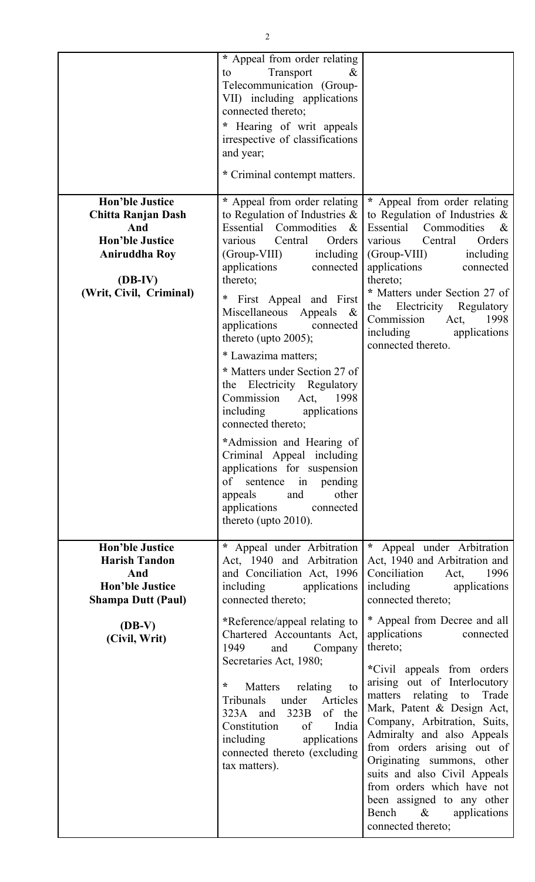| | | |
|---|---|---|
| | * Appeal from order relating to Transport & Telecommunication (Group-VII) including applications connected thereto;<br><br>* Hearing of writ appeals irrespective of classifications and year;<br><br>* Criminal contempt matters. | |
| **Hon'ble Justice Chitta Ranjan Dash And Hon'ble Justice Aniruddha Roy**<br><br>**(DB-IV)**<br>**(Writ, Civil, Criminal)** | * Appeal from order relating to Regulation of Industries & Essential Commodities & various Central Orders (Group-VIII) including applications connected thereto;<br><br>* First Appeal and First Miscellaneous Appeals & applications connected thereto (upto 2005);<br><br>* Lawazima matters;<br><br>* Matters under Section 27 of the Electricity Regulatory Commission Act, 1998 including applications connected thereto;<br><br>*Admission and Hearing of Criminal Appeal including applications for suspension of sentence in pending appeals and other applications connected thereto (upto 2010). | * Appeal from order relating to Regulation of Industries & Essential Commodities & various Central Orders (Group-VIII) including applications connected thereto;<br><br>* Matters under Section 27 of the Electricity Regulatory Commission Act, 1998 including applications connected thereto. |
| **Hon'ble Justice Harish Tandon And Hon'ble Justice Shampa Dutt (Paul)**<br><br>**(DB-V)**<br>**(Civil, Writ)** | * Appeal under Arbitration Act, 1940 and Arbitration and Conciliation Act, 1996 including applications connected thereto;<br><br>*Reference/appeal relating to Chartered Accountants Act, 1949 and Company Secretaries Act, 1980;<br><br>* Matters relating to Tribunals under Articles 323A and 323B of the Constitution of India including applications connected thereto (excluding tax matters). | * Appeal under Arbitration Act, 1940 and Arbitration and Conciliation Act, 1996 including applications connected thereto;<br><br>* Appeal from Decree and all applications connected thereto;<br><br>*Civil appeals from orders arising out of Interlocutory matters relating to Trade Mark, Patent & Design Act, Company, Arbitration, Suits, Admiralty and also Appeals from orders arising out of Originating summons, other suits and also Civil Appeals from orders which have not been assigned to any other Bench & applications connected thereto; |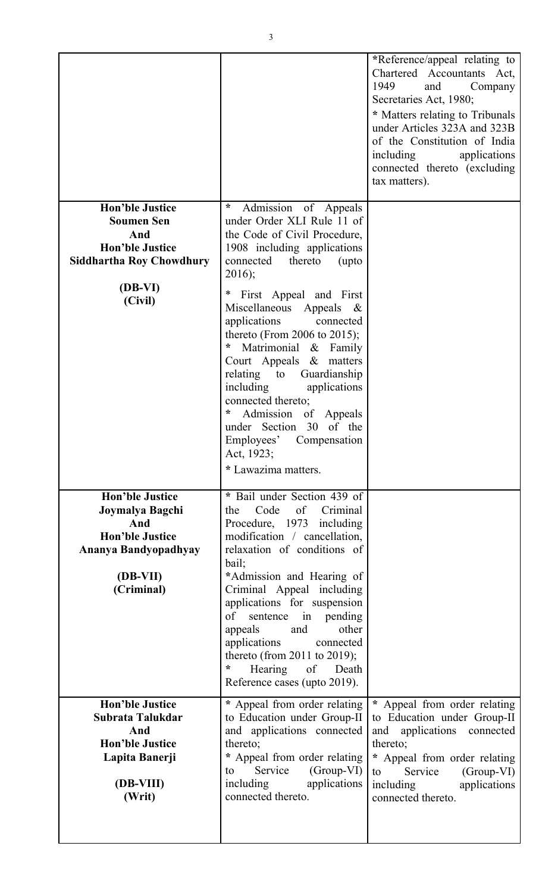| | | |
|---|---|---|
| | | *Reference/appeal relating to Chartered Accountants Act, 1949 and Company Secretaries Act, 1980;<br>* Matters relating to Tribunals under Articles 323A and 323B of the Constitution of India including applications connected thereto (excluding tax matters). |
| **Hon'ble Justice Soumen Sen And Hon'ble Justice Siddhartha Roy Chowdhury**<br><br>**(DB-VI)**<br>**(Civil)** | * Admission of Appeals under Order XLI Rule 11 of the Code of Civil Procedure, 1908 including applications connected thereto (upto 2016);<br>* First Appeal and First Miscellaneous Appeals & applications connected thereto (From 2006 to 2015);<br>* Matrimonial & Family Court Appeals & matters relating to Guardianship including applications connected thereto;<br>* Admission of Appeals under Section 30 of the Employees' Compensation Act, 1923;<br>* Lawazima matters. | |
| **Hon'ble Justice Joymalya Bagchi And Hon'ble Justice Ananya Bandyopadhyay**<br><br>**(DB-VII)**<br>**(Criminal)** | * Bail under Section 439 of the Code of Criminal Procedure, 1973 including modification / cancellation, relaxation of conditions of bail;<br>*Admission and Hearing of Criminal Appeal including applications for suspension of sentence in pending appeals and other applications connected thereto (from 2011 to 2019);<br>* Hearing of Death Reference cases (upto 2019). | |
| **Hon'ble Justice Subrata Talukdar And Hon'ble Justice Lapita Banerji**<br><br>**(DB-VIII)**<br>**(Writ)** | * Appeal from order relating to Education under Group-II and applications connected thereto;<br>* Appeal from order relating to Service (Group-VI) including applications connected thereto. | * Appeal from order relating to Education under Group-II and applications connected thereto;<br>* Appeal from order relating to Service (Group-VI) including applications connected thereto. |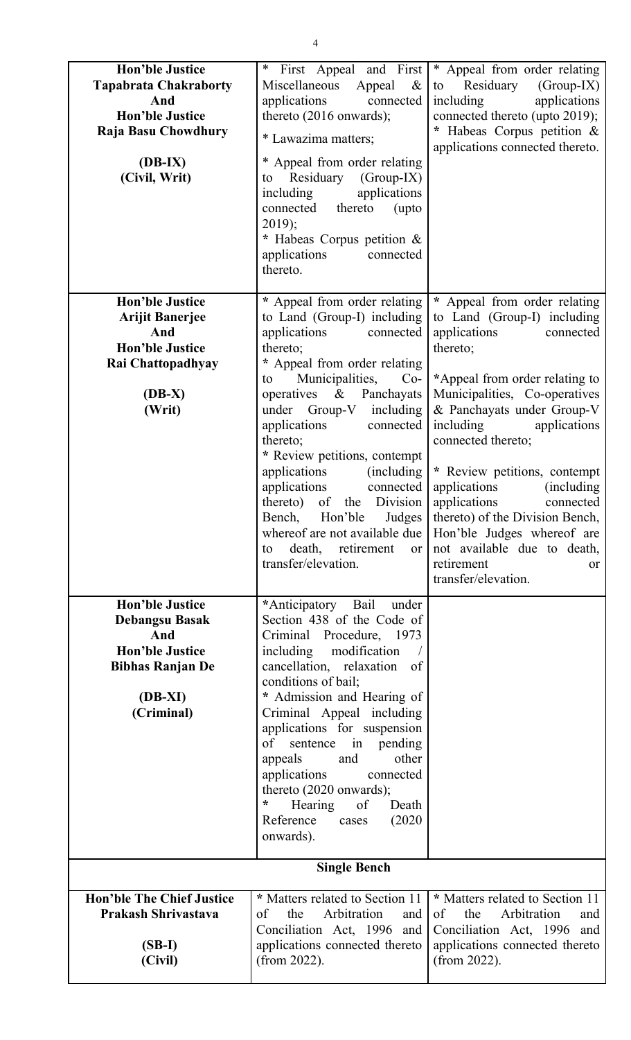| | | |
|---|---|---|
| **Hon'ble Justice Tapabrata Chakraborty And Hon'ble Justice Raja Basu Chowdhury (DB-IX) (Civil, Writ)** | * First Appeal and First Miscellaneous Appeal & applications connected thereto (2016 onwards);<br>* Lawazima matters;<br>* Appeal from order relating to Residuary (Group-IX) including applications connected thereto (upto 2019);<br>* Habeas Corpus petition & applications connected thereto. | * Appeal from order relating to Residuary (Group-IX) including applications connected thereto (upto 2019);<br>* Habeas Corpus petition & applications connected thereto. |
| **Hon'ble Justice Arijit Banerjee And Hon'ble Justice Rai Chattopadhyay (DB-X) (Writ)** | * Appeal from order relating to Land (Group-I) including applications connected thereto;<br>* Appeal from order relating to Municipalities, Co-operatives & Panchayats under Group-V including applications connected thereto;<br>* Review petitions, contempt applications (including applications connected thereto) of the Division Bench, Hon'ble Judges whereof are not available due to death, retirement or transfer/elevation. | * Appeal from order relating to Land (Group-I) including applications connected thereto;<br>*Appeal from order relating to Municipalities, Co-operatives & Panchayats under Group-V including applications connected thereto;<br>* Review petitions, contempt applications (including applications connected thereto) of the Division Bench, Hon'ble Judges whereof are not available due to death, retirement or transfer/elevation. |
| **Hon'ble Justice Debangsu Basak And Hon'ble Justice Bibhas Ranjan De (DB-XI) (Criminal)** | *Anticipatory Bail under Section 438 of the Code of Criminal Procedure, 1973 including modification / cancellation, relaxation of conditions of bail;<br>* Admission and Hearing of Criminal Appeal including applications for suspension of sentence in pending appeals and other applications connected thereto (2020 onwards);<br>* Hearing of Death Reference cases (2020 onwards). | |
| **Single Bench** | | |
| **Hon'ble The Chief Justice Prakash Shrivastava (SB-I) (Civil)** | * Matters related to Section 11 of the Arbitration and Conciliation Act, 1996 and applications connected thereto (from 2022). | * Matters related to Section 11 of the Arbitration and Conciliation Act, 1996 and applications connected thereto (from 2022). |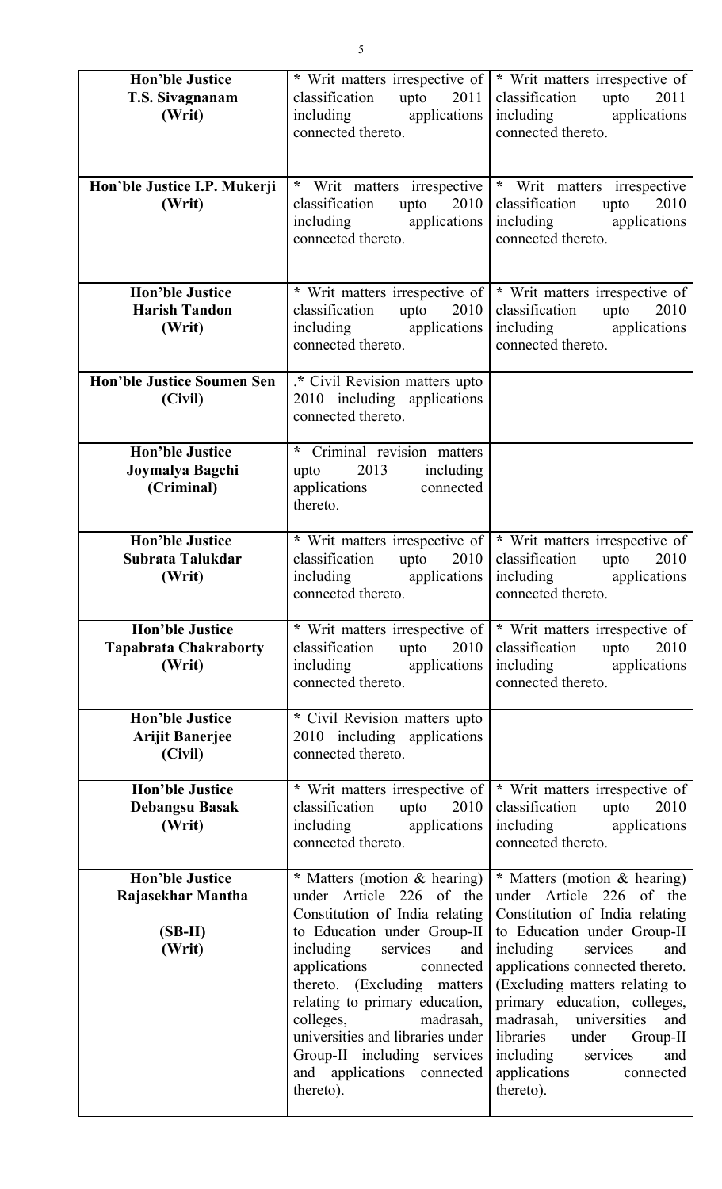| | | |
|---|---|---|
| **Hon'ble Justice T.S. Sivagnanam (Writ)** | * Writ matters irrespective of classification upto 2011 including applications connected thereto. | * Writ matters irrespective of classification upto 2011 including applications connected thereto. |
| **Hon'ble Justice I.P. Mukerji (Writ)** | * Writ matters irrespective classification upto 2010 including applications connected thereto. | * Writ matters irrespective classification upto 2010 including applications connected thereto. |
| **Hon'ble Justice Harish Tandon (Writ)** | * Writ matters irrespective of classification upto 2010 including applications connected thereto. | * Writ matters irrespective of classification upto 2010 including applications connected thereto. |
| **Hon'ble Justice Soumen Sen (Civil)** | .* Civil Revision matters upto 2010 including applications connected thereto. | |
| **Hon'ble Justice Joymalya Bagchi (Criminal)** | * Criminal revision matters upto 2013 including applications connected thereto. | |
| **Hon'ble Justice Subrata Talukdar (Writ)** | * Writ matters irrespective of classification upto 2010 including applications connected thereto. | * Writ matters irrespective of classification upto 2010 including applications connected thereto. |
| **Hon'ble Justice Tapabrata Chakraborty (Writ)** | * Writ matters irrespective of classification upto 2010 including applications connected thereto. | * Writ matters irrespective of classification upto 2010 including applications connected thereto. |
| **Hon'ble Justice Arijit Banerjee (Civil)** | * Civil Revision matters upto 2010 including applications connected thereto. | |
| **Hon'ble Justice Debangsu Basak (Writ)** | * Writ matters irrespective of classification upto 2010 including applications connected thereto. | * Writ matters irrespective of classification upto 2010 including applications connected thereto. |
| **Hon'ble Justice Rajasekhar Mantha (SB-II) (Writ)** | * Matters (motion & hearing) under Article 226 of the Constitution of India relating to Education under Group-II including services and applications connected thereto. (Excluding matters relating to primary education, colleges, madrasah, universities and libraries under Group-II including services and applications connected thereto). | * Matters (motion & hearing) under Article 226 of the Constitution of India relating to Education under Group-II including services and applications connected thereto. (Excluding matters relating to primary education, colleges, madrasah, universities and libraries under Group-II including services and applications connected thereto). |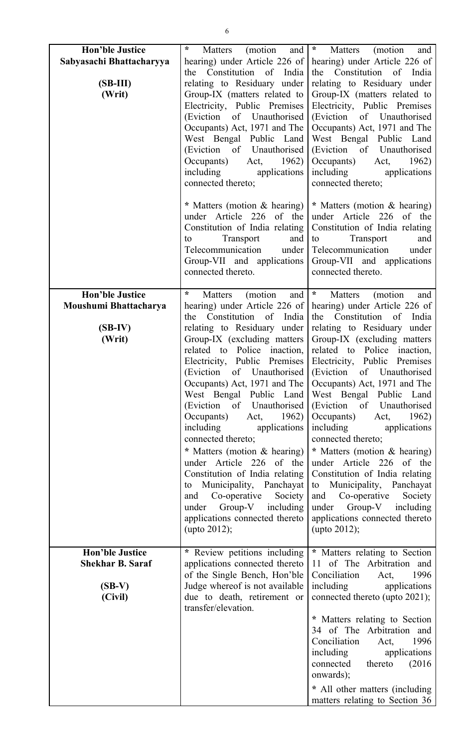| **Hon'ble Justice Sabyasachi Bhattacharyya**<br><br>**(SB-III)**<br>**(Writ)** | * Matters (motion and hearing) under Article 226 of the Constitution of India relating to Residuary under Group-IX (matters related to Electricity, Public Premises (Eviction of Unauthorised Occupants) Act, 1971 and The West Bengal Public Land (Eviction of Unauthorised Occupants) Act, 1962) including applications connected thereto;<br><br>* Matters (motion & hearing) under Article 226 of the Constitution of India relating to Transport and Telecommunication under Group-VII and applications connected thereto. | * Matters (motion and hearing) under Article 226 of the Constitution of India relating to Residuary under Group-IX (matters related to Electricity, Public Premises (Eviction of Unauthorised Occupants) Act, 1971 and The West Bengal Public Land (Eviction of Unauthorised Occupants) Act, 1962) including applications connected thereto;<br><br>* Matters (motion & hearing) under Article 226 of the Constitution of India relating to Transport and Telecommunication under Group-VII and applications connected thereto. |
|---|---|---|
| **Hon'ble Justice Moushumi Bhattacharya**<br><br>**(SB-IV)**<br>**(Writ)** | * Matters (motion and hearing) under Article 226 of the Constitution of India relating to Residuary under Group-IX (excluding matters related to Police inaction, Electricity, Public Premises (Eviction of Unauthorised Occupants) Act, 1971 and The West Bengal Public Land (Eviction of Unauthorised Occupants) Act, 1962) including applications connected thereto;<br>* Matters (motion & hearing) under Article 226 of the Constitution of India relating to Municipality, Panchayat and Co-operative Society under Group-V including applications connected thereto (upto 2012); | * Matters (motion and hearing) under Article 226 of the Constitution of India relating to Residuary under Group-IX (excluding matters related to Police inaction, Electricity, Public Premises (Eviction of Unauthorised Occupants) Act, 1971 and The West Bengal Public Land (Eviction of Unauthorised Occupants) Act, 1962) including applications connected thereto;<br>* Matters (motion & hearing) under Article 226 of the Constitution of India relating to Municipality, Panchayat and Co-operative Society under Group-V including applications connected thereto (upto 2012); |
| **Hon'ble Justice Shekhar B. Saraf**<br><br>**(SB-V)**<br>**(Civil)** | * Review petitions including applications connected thereto of the Single Bench, Hon'ble Judge whereof is not available due to death, retirement or transfer/elevation. | * Matters relating to Section 11 of The Arbitration and Conciliation Act, 1996 including applications connected thereto (upto 2021);<br><br>* Matters relating to Section 34 of The Arbitration and Conciliation Act, 1996 including applications connected thereto (2016 onwards);<br><br>* All other matters (including matters relating to Section 36 |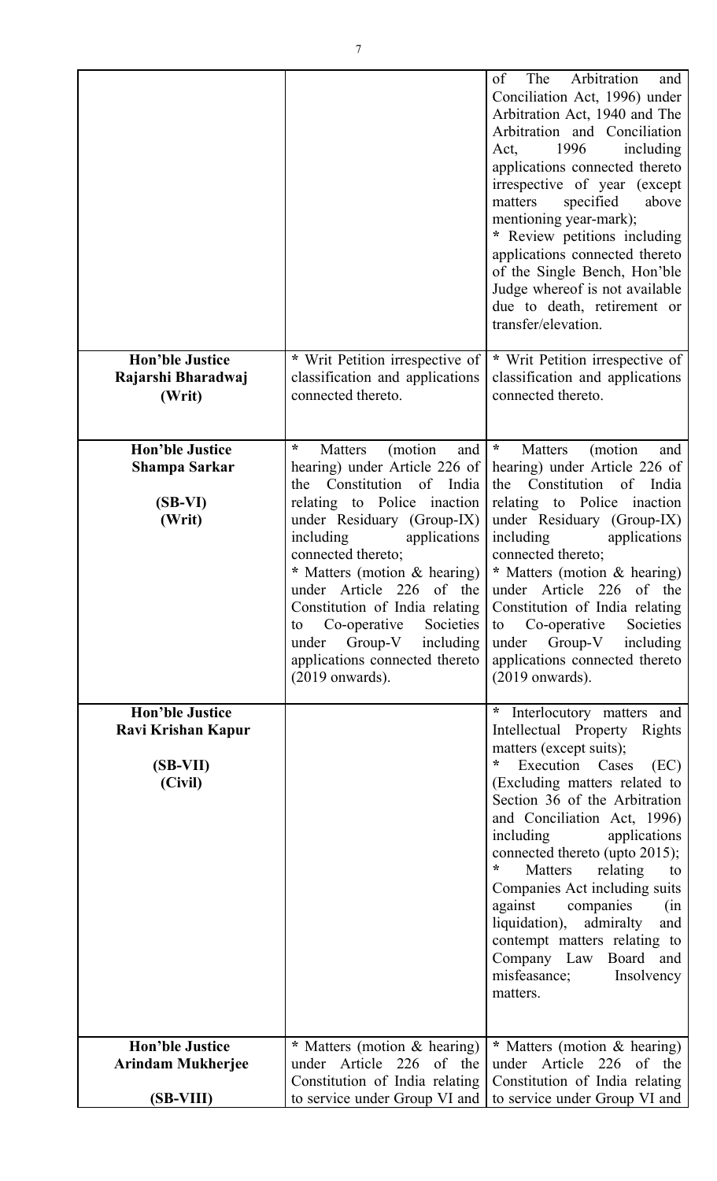| | | |
|---|---|---|
| | | of The Arbitration and Conciliation Act, 1996) under Arbitration Act, 1940 and The Arbitration and Conciliation Act, 1996 including applications connected thereto irrespective of year (except matters specified above mentioning year-mark);<br>* Review petitions including applications connected thereto of the Single Bench, Hon'ble Judge whereof is not available due to death, retirement or transfer/elevation. |
| **Hon'ble Justice Rajarshi Bharadwaj (Writ)** | * Writ Petition irrespective of classification and applications connected thereto. | * Writ Petition irrespective of classification and applications connected thereto. |
| **Hon'ble Justice Shampa Sarkar (SB-VI) (Writ)** | * Matters (motion and hearing) under Article 226 of the Constitution of India relating to Police inaction under Residuary (Group-IX) including applications connected thereto;<br>* Matters (motion & hearing) under Article 226 of the Constitution of India relating to Co-operative Societies under Group-V including applications connected thereto (2019 onwards). | * Matters (motion and hearing) under Article 226 of the Constitution of India relating to Police inaction under Residuary (Group-IX) including applications connected thereto;<br>* Matters (motion & hearing) under Article 226 of the Constitution of India relating to Co-operative Societies under Group-V including applications connected thereto (2019 onwards). |
| **Hon'ble Justice Ravi Krishan Kapur (SB-VII) (Civil)** | | * Interlocutory matters and Intellectual Property Rights matters (except suits);<br>* Execution Cases (EC) (Excluding matters related to Section 36 of the Arbitration and Conciliation Act, 1996) including applications connected thereto (upto 2015);<br>* Matters relating to Companies Act including suits against companies (in liquidation), admiralty and contempt matters relating to Company Law Board and misfeasance; Insolvency matters. |
| **Hon'ble Justice Arindam Mukherjee (SB-VIII)** | * Matters (motion & hearing) under Article 226 of the Constitution of India relating to service under Group VI and | * Matters (motion & hearing) under Article 226 of the Constitution of India relating to service under Group VI and |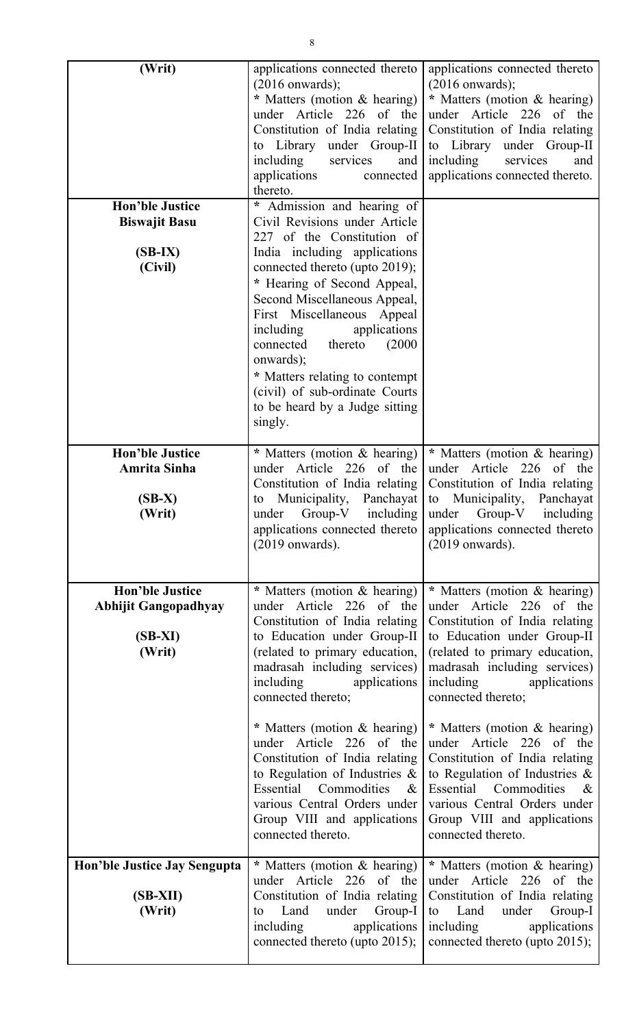| | | |
|---|---|---|
| **(Writ)** | applications connected thereto (2016 onwards);<br>* Matters (motion & hearing) under Article 226 of the Constitution of India relating to Library under Group-II including services and applications connected thereto. | applications connected thereto (2016 onwards);<br>* Matters (motion & hearing) under Article 226 of the Constitution of India relating to Library under Group-II including services and applications connected thereto. |
| **Hon'ble Justice Biswajit Basu**<br><br>**(SB-IX)**<br>**(Civil)** | * Admission and hearing of Civil Revisions under Article 227 of the Constitution of India including applications connected thereto (upto 2019);<br>* Hearing of Second Appeal, Second Miscellaneous Appeal, First Miscellaneous Appeal including applications connected thereto (2000 onwards);<br>* Matters relating to contempt (civil) of sub-ordinate Courts to be heard by a Judge sitting singly. | |
| **Hon'ble Justice Amrita Sinha**<br><br>**(SB-X)**<br>**(Writ)** | * Matters (motion & hearing) under Article 226 of the Constitution of India relating to Municipality, Panchayat under Group-V including applications connected thereto (2019 onwards). | * Matters (motion & hearing) under Article 226 of the Constitution of India relating to Municipality, Panchayat under Group-V including applications connected thereto (2019 onwards). |
| **Hon'ble Justice Abhijit Gangopadhyay**<br><br>**(SB-XI)**<br>**(Writ)** | * Matters (motion & hearing) under Article 226 of the Constitution of India relating to Education under Group-II (related to primary education, madrasah including services) including applications connected thereto;<br><br>* Matters (motion & hearing) under Article 226 of the Constitution of India relating to Regulation of Industries & Essential Commodities & various Central Orders under Group VIII and applications connected thereto. | * Matters (motion & hearing) under Article 226 of the Constitution of India relating to Education under Group-II (related to primary education, madrasah including services) including applications connected thereto;<br><br>* Matters (motion & hearing) under Article 226 of the Constitution of India relating to Regulation of Industries & Essential Commodities & various Central Orders under Group VIII and applications connected thereto. |
| **Hon'ble Justice Jay Sengupta**<br><br>**(SB-XII)**<br>**(Writ)** | * Matters (motion & hearing) under Article 226 of the Constitution of India relating to Land under Group-I including applications connected thereto (upto 2015); | * Matters (motion & hearing) under Article 226 of the Constitution of India relating to Land under Group-I including applications connected thereto (upto 2015); |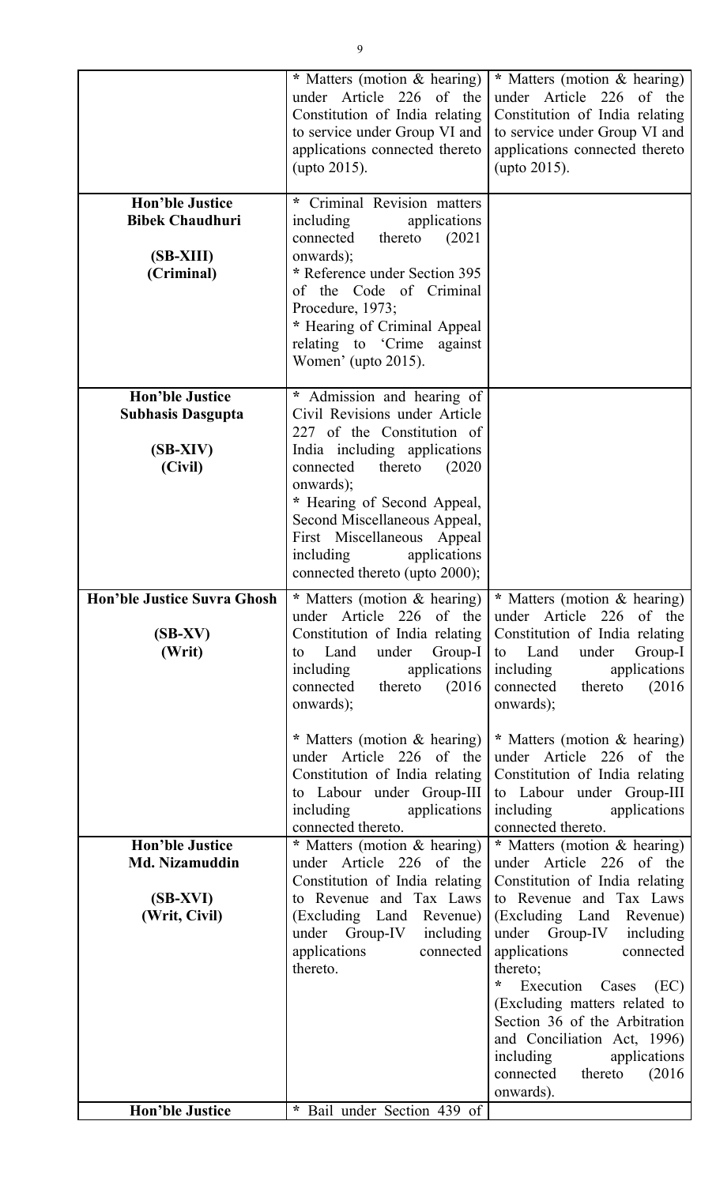| | | |
|---|---|---|
| | * Matters (motion & hearing) under Article 226 of the Constitution of India relating to service under Group VI and applications connected thereto (upto 2015). | * Matters (motion & hearing) under Article 226 of the Constitution of India relating to service under Group VI and applications connected thereto (upto 2015). |
| **Hon'ble Justice Bibek Chaudhuri**<br><br>**(SB-XIII)**<br>**(Criminal)** | * Criminal Revision matters including applications connected thereto (2021 onwards);<br>* Reference under Section 395 of the Code of Criminal Procedure, 1973;<br>* Hearing of Criminal Appeal relating to 'Crime against Women' (upto 2015). | |
| **Hon'ble Justice Subhasis Dasgupta**<br><br>**(SB-XIV)**<br>**(Civil)** | * Admission and hearing of Civil Revisions under Article 227 of the Constitution of India including applications connected thereto (2020 onwards);<br>* Hearing of Second Appeal, Second Miscellaneous Appeal, First Miscellaneous Appeal including applications connected thereto (upto 2000); | |
| **Hon'ble Justice Suvra Ghosh**<br><br>**(SB-XV)**<br>**(Writ)** | * Matters (motion & hearing) under Article 226 of the Constitution of India relating to Land under Group-I including applications connected thereto (2016 onwards);<br><br>* Matters (motion & hearing) under Article 226 of the Constitution of India relating to Labour under Group-III including applications connected thereto. | * Matters (motion & hearing) under Article 226 of the Constitution of India relating to Land under Group-I including applications connected thereto (2016 onwards);<br><br>* Matters (motion & hearing) under Article 226 of the Constitution of India relating to Labour under Group-III including applications connected thereto. |
| **Hon'ble Justice Md. Nizamuddin**<br><br>**(SB-XVI)**<br>**(Writ, Civil)** | * Matters (motion & hearing) under Article 226 of the Constitution of India relating to Revenue and Tax Laws (Excluding Land Revenue) under Group-IV including applications connected thereto. | * Matters (motion & hearing) under Article 226 of the Constitution of India relating to Revenue and Tax Laws (Excluding Land Revenue) under Group-IV including applications connected thereto;<br>* Execution Cases (EC) (Excluding matters related to Section 36 of the Arbitration and Conciliation Act, 1996) including applications connected thereto (2016 onwards). |
| **Hon'ble Justice** | * Bail under Section 439 of | |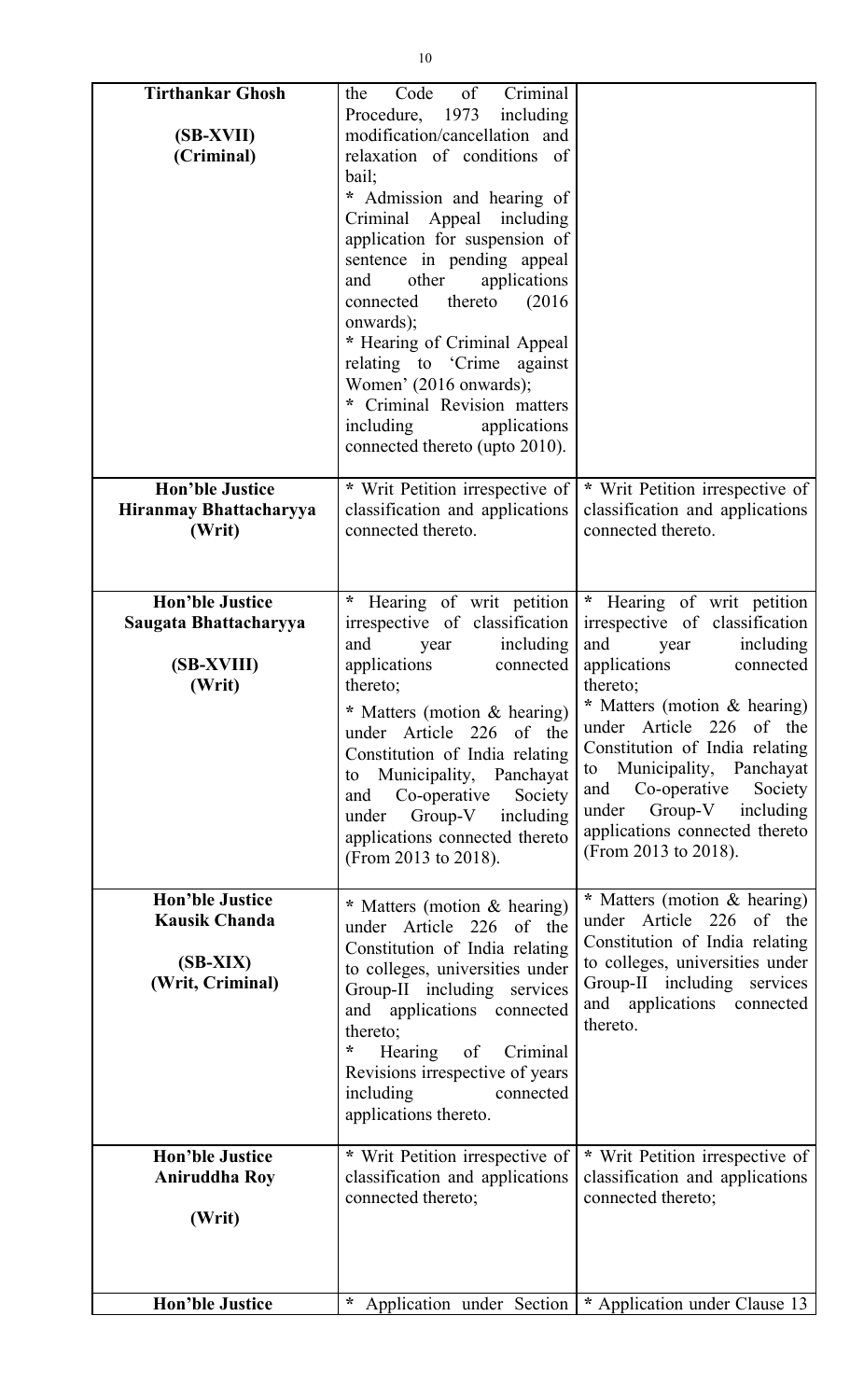| | | |
|---|---|---|
| **Tirthankar Ghosh**<br><br>**(SB-XVII)**<br>**(Criminal)** | the Code of Criminal Procedure, 1973 including modification/cancellation and relaxation of conditions of bail;<br>* Admission and hearing of Criminal Appeal including application for suspension of sentence in pending appeal and other applications connected thereto (2016 onwards);<br>* Hearing of Criminal Appeal relating to 'Crime against Women' (2016 onwards);<br>* Criminal Revision matters including applications connected thereto (upto 2010). | |
| **Hon'ble Justice**<br>**Hiranmay Bhattacharyya**<br>**(Writ)** | * Writ Petition irrespective of classification and applications connected thereto. | * Writ Petition irrespective of classification and applications connected thereto. |
| **Hon'ble Justice**<br>**Saugata Bhattacharyya**<br><br>**(SB-XVIII)**<br>**(Writ)** | * Hearing of writ petition irrespective of classification and year including applications connected thereto;<br>* Matters (motion & hearing) under Article 226 of the Constitution of India relating to Municipality, Panchayat and Co-operative Society under Group-V including applications connected thereto (From 2013 to 2018). | * Hearing of writ petition irrespective of classification and year including applications connected thereto;<br>* Matters (motion & hearing) under Article 226 of the Constitution of India relating to Municipality, Panchayat and Co-operative Society under Group-V including applications connected thereto (From 2013 to 2018). |
| **Hon'ble Justice**<br>**Kausik Chanda**<br><br>**(SB-XIX)**<br>**(Writ, Criminal)** | * Matters (motion & hearing) under Article 226 of the Constitution of India relating to colleges, universities under Group-II including services and applications connected thereto;<br>* Hearing of Criminal Revisions irrespective of years including connected applications thereto. | * Matters (motion & hearing) under Article 226 of the Constitution of India relating to colleges, universities under Group-II including services and applications connected thereto. |
| **Hon'ble Justice**<br>**Aniruddha Roy**<br><br>**(Writ)** | * Writ Petition irrespective of classification and applications connected thereto; | * Writ Petition irrespective of classification and applications connected thereto; |
| **Hon'ble Justice** | * Application under Section | * Application under Clause 13 |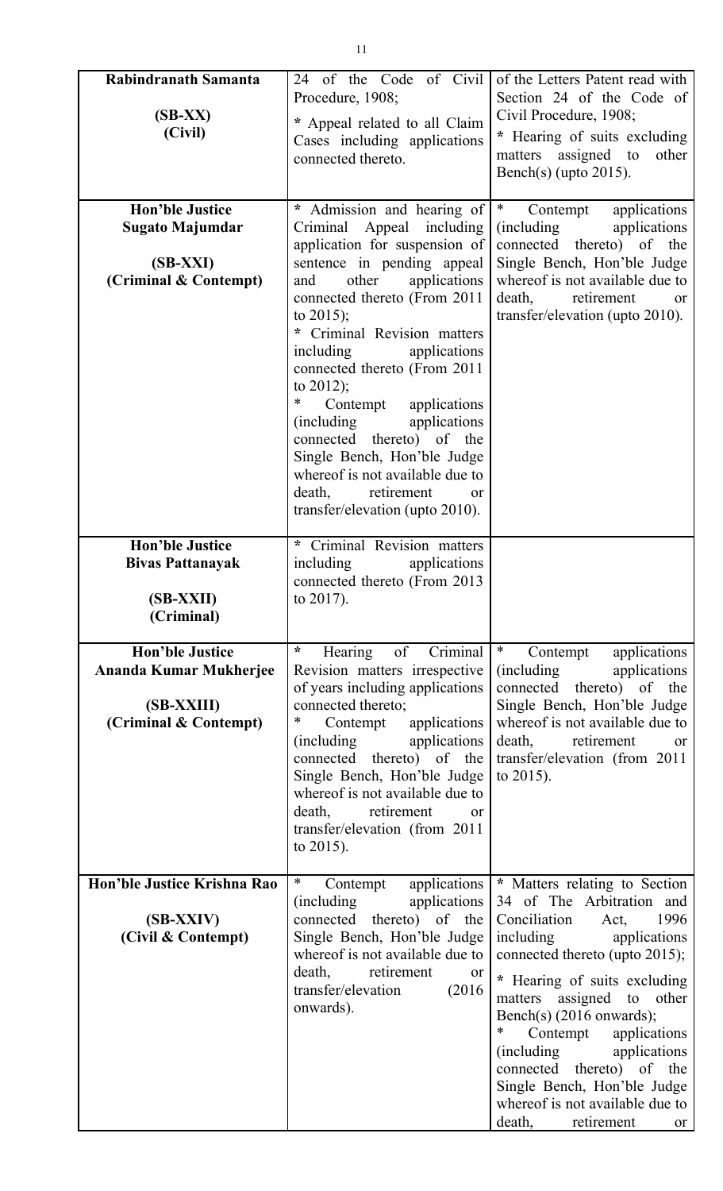| | | |
|---|---|---|
| **Rabindranath Samanta**<br><br>**(SB-XX)**<br>**(Civil)** | 24 of the Code of Civil Procedure, 1908;<br><br>* Appeal related to all Claim Cases including applications connected thereto. | of the Letters Patent read with Section 24 of the Code of Civil Procedure, 1908;<br><br>* Hearing of suits excluding matters assigned to other Bench(s) (upto 2015). |
| **Hon'ble Justice Sugato Majumdar**<br><br>**(SB-XXI)**<br>**(Criminal & Contempt)** | * Admission and hearing of Criminal Appeal including application for suspension of sentence in pending appeal and other applications connected thereto (From 2011 to 2015);<br>* Criminal Revision matters including applications connected thereto (From 2011 to 2012);<br>* Contempt applications (including applications connected thereto) of the Single Bench, Hon'ble Judge whereof is not available due to death, retirement or transfer/elevation (upto 2010). | * Contempt applications (including applications connected thereto) of the Single Bench, Hon'ble Judge whereof is not available due to death, retirement or transfer/elevation (upto 2010). |
| **Hon'ble Justice Bivas Pattanayak**<br><br>**(SB-XXII)**<br>**(Criminal)** | * Criminal Revision matters including applications connected thereto (From 2013 to 2017). | |
| **Hon'ble Justice Ananda Kumar Mukherjee**<br><br>**(SB-XXIII)**<br>**(Criminal & Contempt)** | * Hearing of Criminal Revision matters irrespective of years including applications connected thereto;<br>* Contempt applications (including applications connected thereto) of the Single Bench, Hon'ble Judge whereof is not available due to death, retirement or transfer/elevation (from 2011 to 2015). | * Contempt applications (including applications connected thereto) of the Single Bench, Hon'ble Judge whereof is not available due to death, retirement or transfer/elevation (from 2011 to 2015). |
| **Hon'ble Justice Krishna Rao**<br><br>**(SB-XXIV)**<br>**(Civil & Contempt)** | * Contempt applications (including applications connected thereto) of the Single Bench, Hon'ble Judge whereof is not available due to death, retirement or transfer/elevation (2016 onwards). | * Matters relating to Section 34 of The Arbitration and Conciliation Act, 1996 including applications connected thereto (upto 2015);<br><br>* Hearing of suits excluding matters assigned to other Bench(s) (2016 onwards);<br>* Contempt applications (including applications connected thereto) of the Single Bench, Hon'ble Judge whereof is not available due to death, retirement or |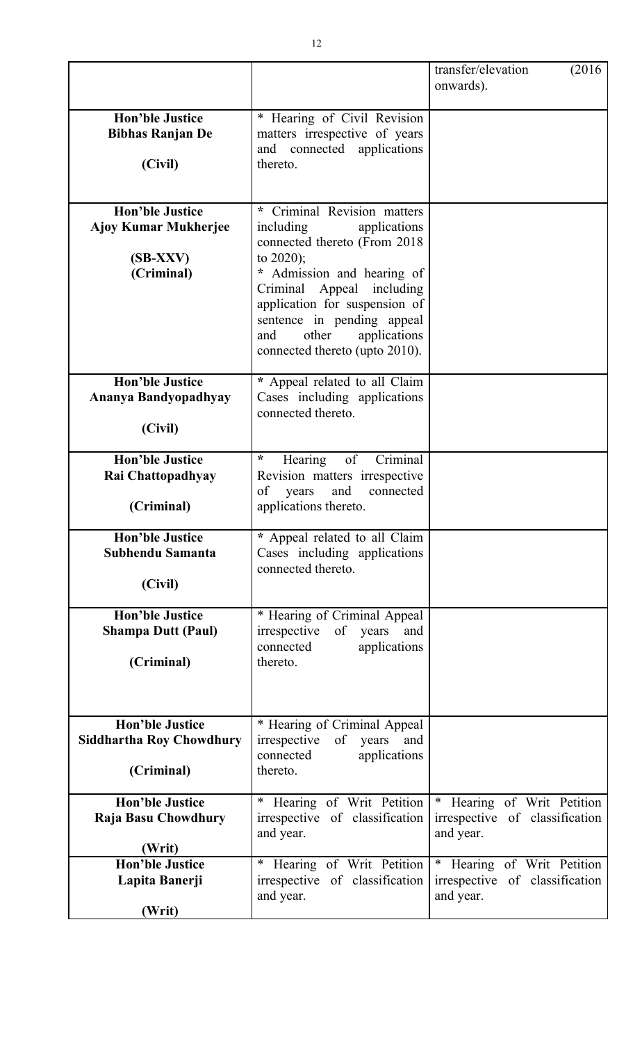| | | |
|---|---|---|
| | | transfer/elevation (2016 onwards). |
| **Hon'ble Justice Bibhas Ranjan De** <br><br> **(Civil)** | * Hearing of Civil Revision matters irrespective of years and connected applications thereto. | |
| **Hon'ble Justice Ajoy Kumar Mukherjee** <br><br> **(SB-XXV)** <br> **(Criminal)** | * Criminal Revision matters including applications connected thereto (From 2018 to 2020); <br> * Admission and hearing of Criminal Appeal including application for suspension of sentence in pending appeal and other applications connected thereto (upto 2010). | |
| **Hon'ble Justice Ananya Bandyopadhyay** <br><br> **(Civil)** | * Appeal related to all Claim Cases including applications connected thereto. | |
| **Hon'ble Justice Rai Chattopadhyay** <br><br> **(Criminal)** | * Hearing of Criminal Revision matters irrespective of years and connected applications thereto. | |
| **Hon'ble Justice Subhendu Samanta** <br><br> **(Civil)** | * Appeal related to all Claim Cases including applications connected thereto. | |
| **Hon'ble Justice Shampa Dutt (Paul)** <br><br> **(Criminal)** | * Hearing of Criminal Appeal irrespective of years and connected applications thereto. | |
| **Hon'ble Justice Siddhartha Roy Chowdhury** <br><br> **(Criminal)** | * Hearing of Criminal Appeal irrespective of years and connected applications thereto. | |
| **Hon'ble Justice Raja Basu Chowdhury** <br><br> **(Writ)** | * Hearing of Writ Petition irrespective of classification and year. | * Hearing of Writ Petition irrespective of classification and year. |
| **Hon'ble Justice Lapita Banerji** <br><br> **(Writ)** | * Hearing of Writ Petition irrespective of classification and year. | * Hearing of Writ Petition irrespective of classification and year. |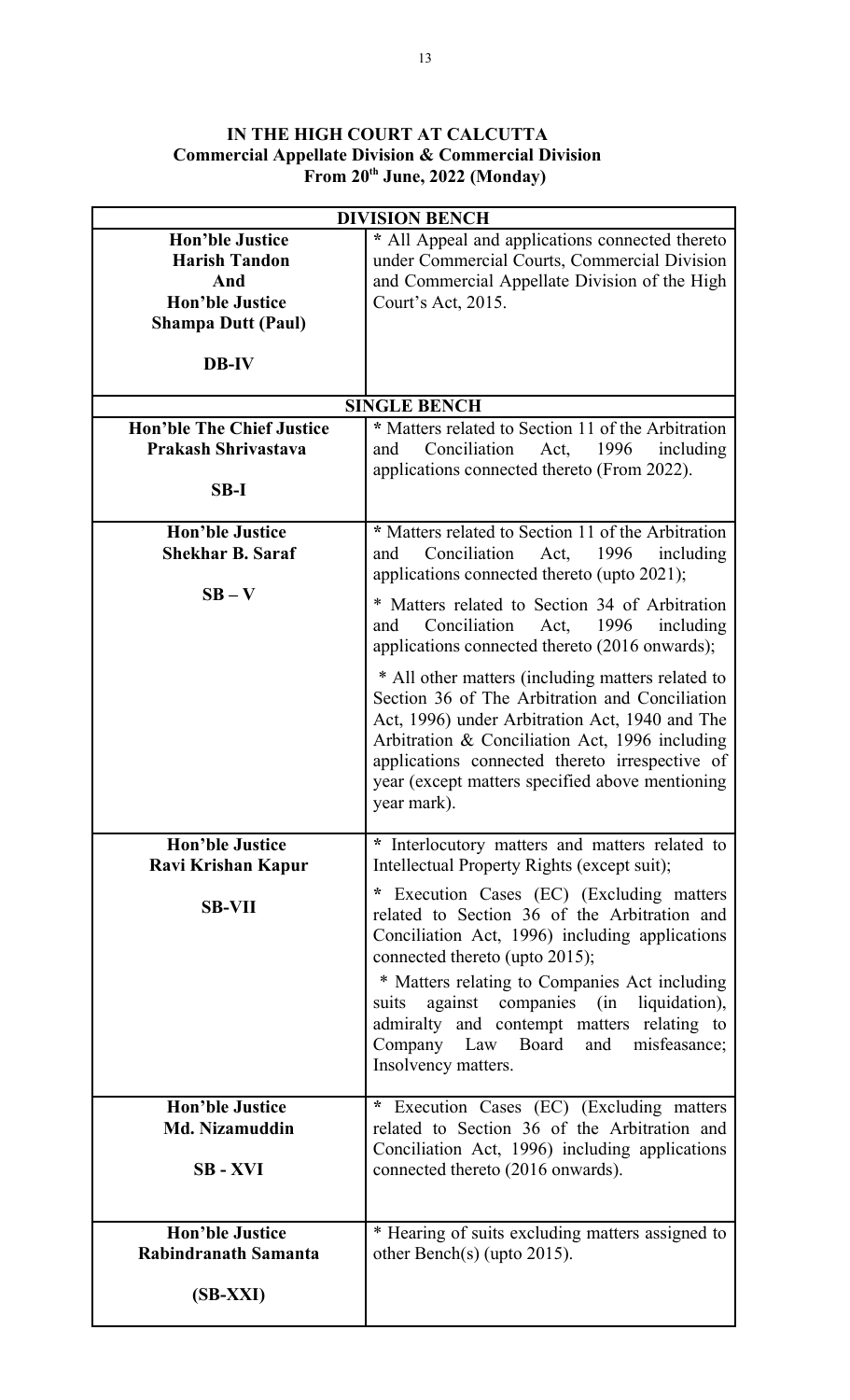**IN THE HIGH COURT AT CALCUTTA**
**Commercial Appellate Division & Commercial Division**
**From 20th June, 2022 (Monday)**

| DIVISION BENCH | |
|---|---|
| **Hon'ble Justice Harish Tandon And Hon'ble Justice Shampa Dutt (Paul)**<br><br>**DB-IV** | * All Appeal and applications connected thereto under Commercial Courts, Commercial Division and Commercial Appellate Division of the High Court's Act, 2015. |
| **SINGLE BENCH** | |
| **Hon'ble The Chief Justice Prakash Shrivastava**<br><br>**SB-I** | * Matters related to Section 11 of the Arbitration and Conciliation Act, 1996 including applications connected thereto (From 2022). |
| **Hon'ble Justice Shekhar B. Saraf**<br><br>**SB – V** | * Matters related to Section 11 of the Arbitration and Conciliation Act, 1996 including applications connected thereto (upto 2021);<br><br>* Matters related to Section 34 of Arbitration and Conciliation Act, 1996 including applications connected thereto (2016 onwards);<br><br>* All other matters (including matters related to Section 36 of The Arbitration and Conciliation Act, 1996) under Arbitration Act, 1940 and The Arbitration & Conciliation Act, 1996 including applications connected thereto irrespective of year (except matters specified above mentioning year mark). |
| **Hon'ble Justice Ravi Krishan Kapur**<br><br>**SB-VII** | * Interlocutory matters and matters related to Intellectual Property Rights (except suit);<br><br>* Execution Cases (EC) (Excluding matters related to Section 36 of the Arbitration and Conciliation Act, 1996) including applications connected thereto (upto 2015);<br><br>* Matters relating to Companies Act including suits against companies (in liquidation), admiralty and contempt matters relating to Company Law Board and misfeasance; Insolvency matters. |
| **Hon'ble Justice Md. Nizamuddin**<br><br>**SB - XVI** | * Execution Cases (EC) (Excluding matters related to Section 36 of the Arbitration and Conciliation Act, 1996) including applications connected thereto (2016 onwards). |
| **Hon'ble Justice Rabindranath Samanta**<br><br>**(SB-XXI)** | * Hearing of suits excluding matters assigned to other Bench(s) (upto 2015). |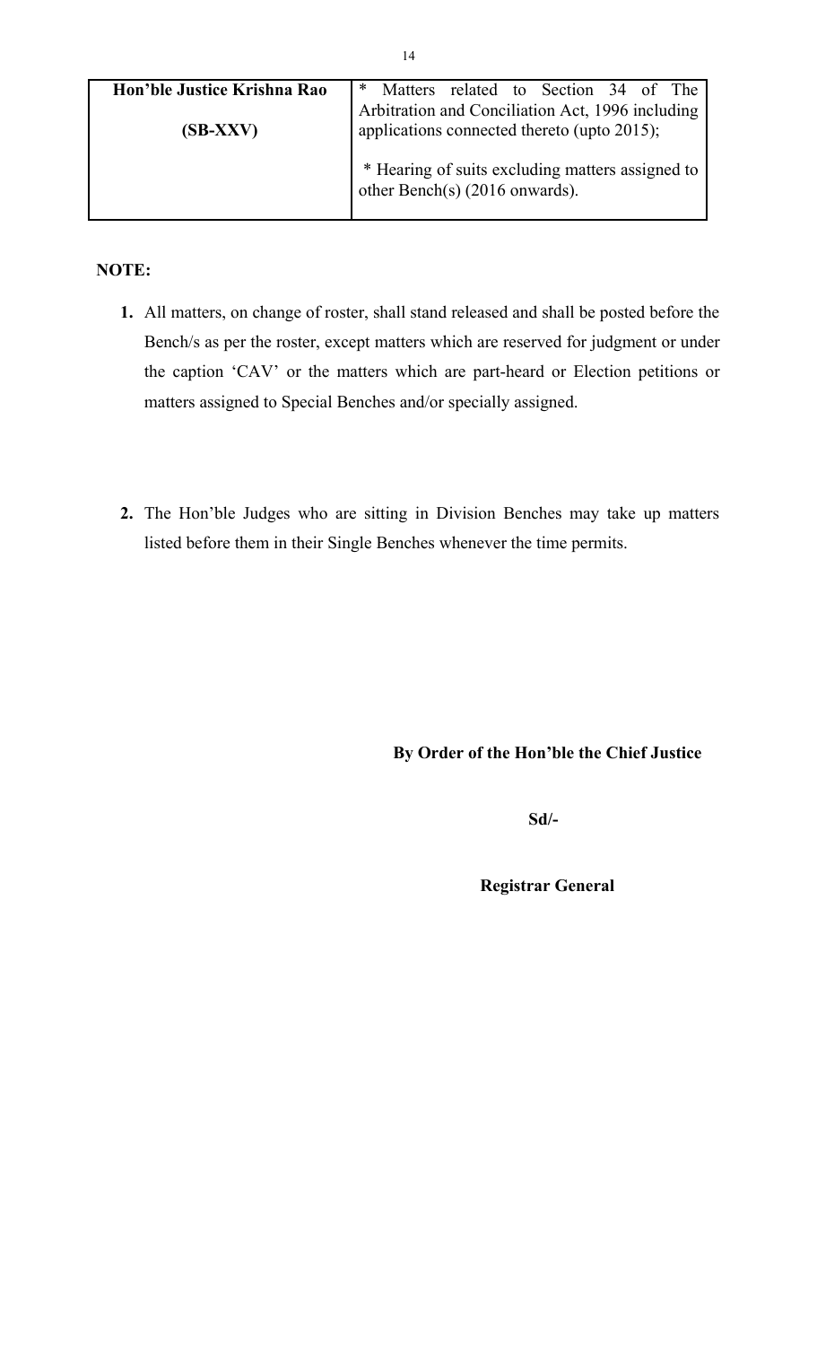| | |
|---|---|
| **Hon'ble Justice Krishna Rao**<br><br>**(SB-XXV)** | * Matters related to Section 34 of The Arbitration and Conciliation Act, 1996 including applications connected thereto (upto 2015);<br><br>* Hearing of suits excluding matters assigned to other Bench(s) (2016 onwards). |

**NOTE:**

1. All matters, on change of roster, shall stand released and shall be posted before the Bench/s as per the roster, except matters which are reserved for judgment or under the caption 'CAV' or the matters which are part-heard or Election petitions or matters assigned to Special Benches and/or specially assigned.

2. The Hon'ble Judges who are sitting in Division Benches may take up matters listed before them in their Single Benches whenever the time permits.

**By Order of the Hon'ble the Chief Justice**

**Sd/-**

**Registrar General**